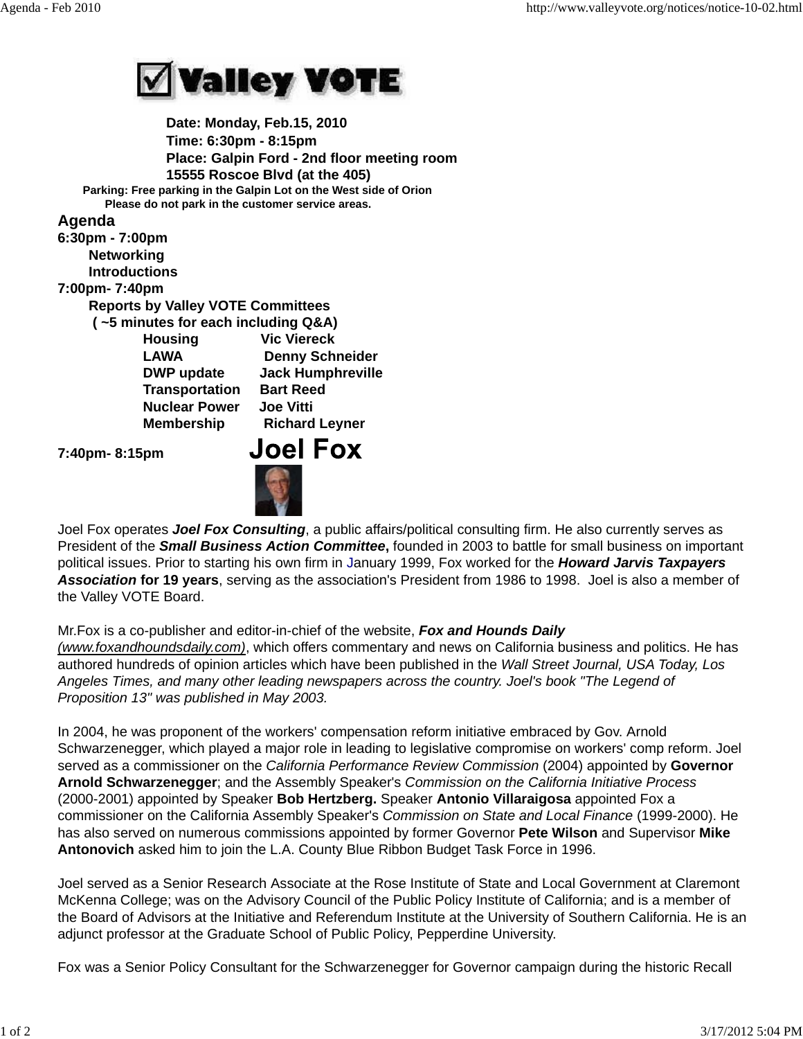**Valley VOTE**

**Date: Monday, Feb.15, 2010**
**Time: 6:30pm - 8:15pm**
**Place: Galpin Ford - 2nd floor meeting room**
**15555 Roscoe Blvd (at the 405)**

**Parking: Free parking in the Galpin Lot on the West side of Orion**
**Please do not park in the customer service areas.**

## Agenda

**6:30pm - 7:00pm**

- **Networking**
- **Introductions**

**7:00pm- 7:40pm**

**Reports by Valley VOTE Committees**
**( ~5 minutes for each including Q&A)**

| | |
|---|---|
| **Housing** | **Vic Viereck** |
| **LAWA** | **Denny Schneider** |
| **DWP update** | **Jack Humphreville** |
| **Transportation** | **Bart Reed** |
| **Nuclear Power** | **Joe Vitti** |
| **Membership** | **Richard Leyner** |

**7:40pm- 8:15pm** **Joel Fox**

Joel Fox operates ***Joel Fox Consulting***, a public affairs/political consulting firm. He also currently serves as President of the ***Small Business Action Committee*****,** founded in 2003 to battle for small business on important political issues. Prior to starting his own firm in January 1999, Fox worked for the ***Howard Jarvis Taxpayers Association*** **for 19 years**, serving as the association's President from 1986 to 1998. Joel is also a member of the Valley VOTE Board.

Mr.Fox is a co-publisher and editor-in-chief of the website, ***Fox and Hounds Daily*** *(www.foxandhoundsdaily.com)*, which offers commentary and news on California business and politics. He has authored hundreds of opinion articles which have been published in the *Wall Street Journal, USA Today, Los Angeles Times, and many other leading newspapers across the country. Joel's book "The Legend of Proposition 13" was published in May 2003.*

In 2004, he was proponent of the workers' compensation reform initiative embraced by Gov. Arnold Schwarzenegger, which played a major role in leading to legislative compromise on workers' comp reform. Joel served as a commissioner on the *California Performance Review Commission* (2004) appointed by **Governor Arnold Schwarzenegger**; and the Assembly Speaker's *Commission on the California Initiative Process* (2000-2001) appointed by Speaker **Bob Hertzberg.** Speaker **Antonio Villaraigosa** appointed Fox a commissioner on the California Assembly Speaker's *Commission on State and Local Finance* (1999-2000). He has also served on numerous commissions appointed by former Governor **Pete Wilson** and Supervisor **Mike Antonovich** asked him to join the L.A. County Blue Ribbon Budget Task Force in 1996.

Joel served as a Senior Research Associate at the Rose Institute of State and Local Government at Claremont McKenna College; was on the Advisory Council of the Public Policy Institute of California; and is a member of the Board of Advisors at the Initiative and Referendum Institute at the University of Southern California. He is an adjunct professor at the Graduate School of Public Policy, Pepperdine University.

Fox was a Senior Policy Consultant for the Schwarzenegger for Governor campaign during the historic Recall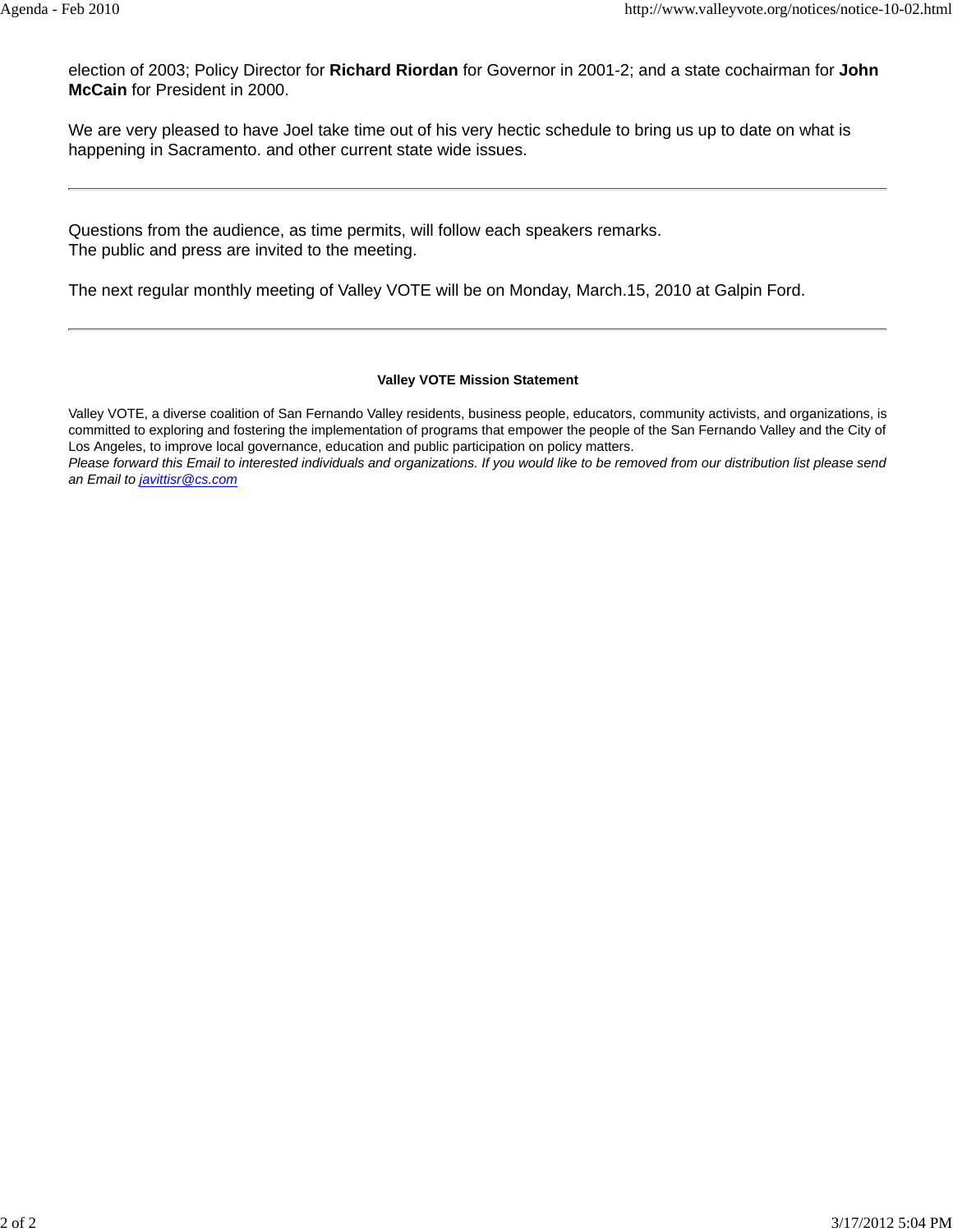election of 2003; Policy Director for **Richard Riordan** for Governor in 2001-2; and a state cochairman for **John McCain** for President in 2000.

We are very pleased to have Joel take time out of his very hectic schedule to bring us up to date on what is happening in Sacramento. and other current state wide issues.

---

Questions from the audience, as time permits, will follow each speakers remarks.
The public and press are invited to the meeting.

The next regular monthly meeting of Valley VOTE will be on Monday, March.15, 2010 at Galpin Ford.

---

**Valley VOTE Mission Statement**

Valley VOTE, a diverse coalition of San Fernando Valley residents, business people, educators, community activists, and organizations, is committed to exploring and fostering the implementation of programs that empower the people of the San Fernando Valley and the City of Los Angeles, to improve local governance, education and public participation on policy matters.
*Please forward this Email to interested individuals and organizations. If you would like to be removed from our distribution list please send an Email to javittisr@cs.com*